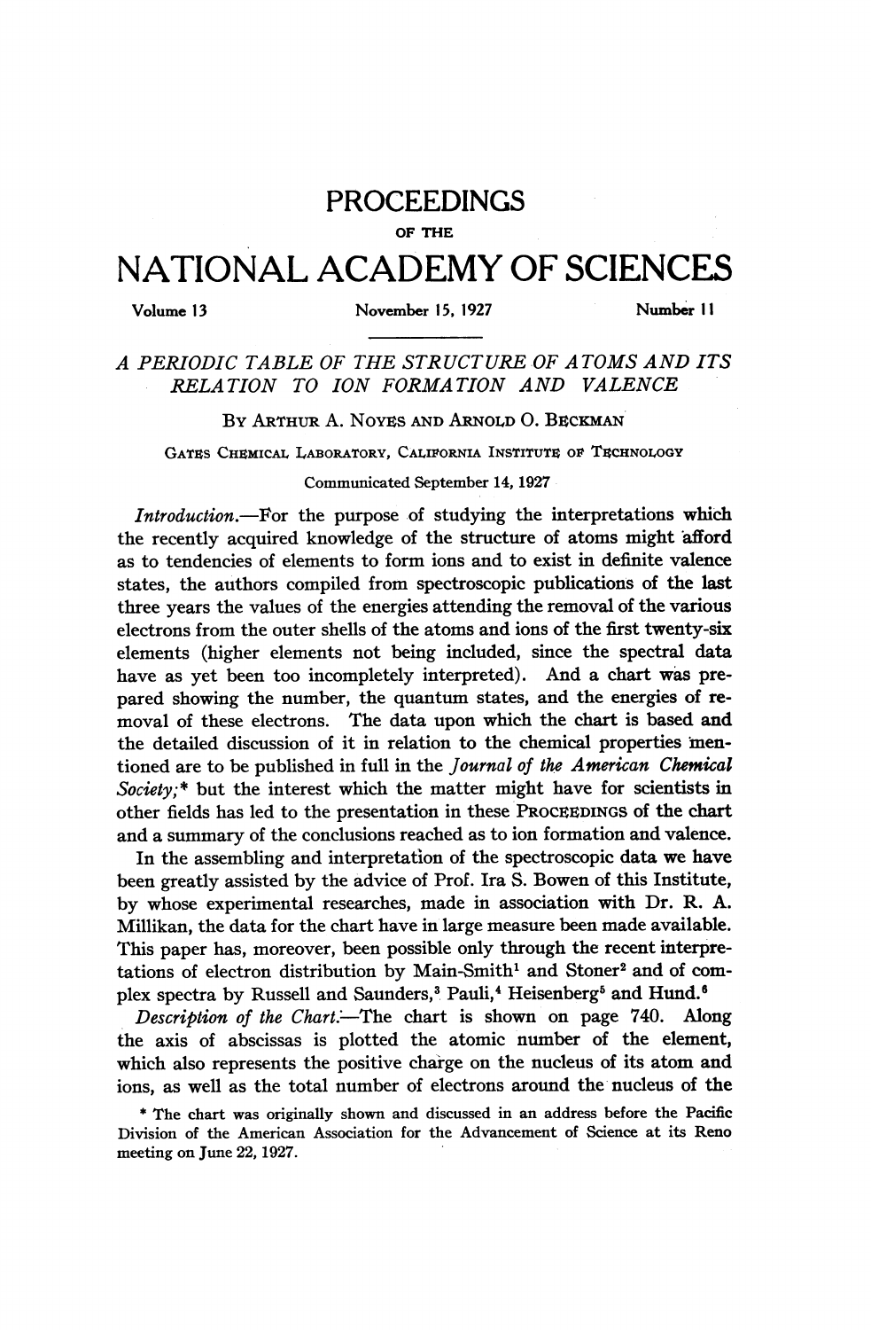# PROCEEDINGS
OF THE
# NATIONAL ACADEMY OF SCIENCES

Volume 13 | November 15, 1927 | Number 11

## A PERIODIC TABLE OF THE STRUCTURE OF ATOMS AND ITS RELATION TO ION FORMATION AND VALENCE

By Arthur A. Noyes and Arnold O. Beckman

Gates Chemical Laboratory, California Institute of Technology

Communicated September 14, 1927

*Introduction.*—For the purpose of studying the interpretations which the recently acquired knowledge of the structure of atoms might afford as to tendencies of elements to form ions and to exist in definite valence states, the authors compiled from spectroscopic publications of the last three years the values of the energies attending the removal of the various electrons from the outer shells of the atoms and ions of the first twenty-six elements (higher elements not being included, since the spectral data have as yet been too incompletely interpreted). And a chart was prepared showing the number, the quantum states, and the energies of removal of these electrons. The data upon which the chart is based and the detailed discussion of it in relation to the chemical properties mentioned are to be published in full in the *Journal of the American Chemical Society;** but the interest which the matter might have for scientists in other fields has led to the presentation in these Proceedings of the chart and a summary of the conclusions reached as to ion formation and valence.

In the assembling and interpretation of the spectroscopic data we have been greatly assisted by the advice of Prof. Ira S. Bowen of this Institute, by whose experimental researches, made in association with Dr. R. A. Millikan, the data for the chart have in large measure been made available. This paper has, moreover, been possible only through the recent interpretations of electron distribution by Main-Smith[1] and Stoner[2] and of complex spectra by Russell and Saunders,[3] Pauli,[4] Heisenberg[5] and Hund.[6]

*Description of the Chart.*—The chart is shown on page 740. Along the axis of abscissas is plotted the atomic number of the element, which also represents the positive charge on the nucleus of its atom and ions, as well as the total number of electrons around the nucleus of the

\* The chart was originally shown and discussed in an address before the Pacific Division of the American Association for the Advancement of Science at its Reno meeting on June 22, 1927.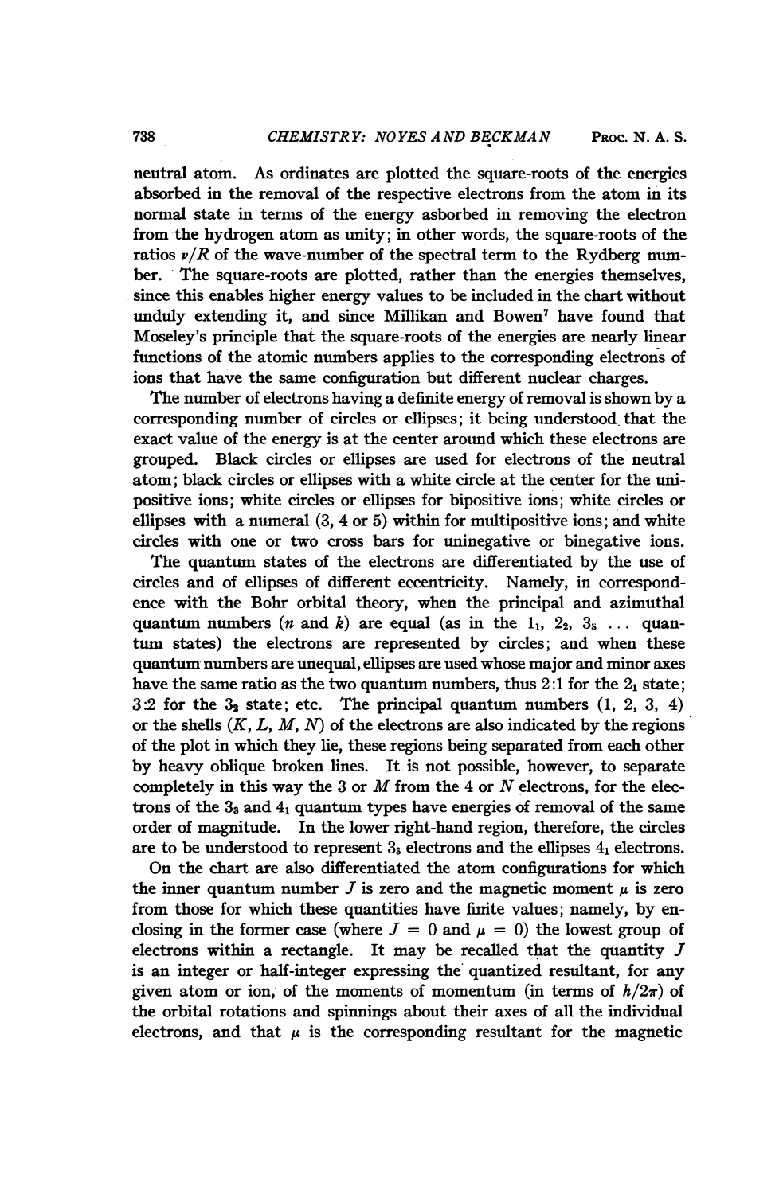neutral atom. As ordinates are plotted the square-roots of the energies absorbed in the removal of the respective electrons from the atom in its normal state in terms of the energy asborbed in removing the electron from the hydrogen atom as unity; in other words, the square-roots of the ratios $\nu/R$ of the wave-number of the spectral term to the Rydberg number. The square-roots are plotted, rather than the energies themselves, since this enables higher energy values to be included in the chart without unduly extending it, and since Millikan and Bowen[7] have found that Moseley's principle that the square-roots of the energies are nearly linear functions of the atomic numbers applies to the corresponding electrons of ions that have the same configuration but different nuclear charges.

The number of electrons having a definite energy of removal is shown by a corresponding number of circles or ellipses; it being understood that the exact value of the energy is at the center around which these electrons are grouped. Black circles or ellipses are used for electrons of the neutral atom; black circles or ellipses with a white circle at the center for the unipositive ions; white circles or ellipses for bipositive ions; white circles or ellipses with a numeral (3, 4 or 5) within for multipositive ions; and white circles with one or two cross bars for uninegative or binegative ions.

The quantum states of the electrons are differentiated by the use of circles and of ellipses of different eccentricity. Namely, in correspondence with the Bohr orbital theory, when the principal and azimuthal quantum numbers ($n$ and $k$) are equal (as in the $1_1$, $2_2$, $3_3$ ... quantum states) the electrons are represented by circles; and when these quantum numbers are unequal, ellipses are used whose major and minor axes have the same ratio as the two quantum numbers, thus 2:1 for the $2_1$ state; 3:2 for the $3_2$ state; etc. The principal quantum numbers (1, 2, 3, 4) or the shells ($K$, $L$, $M$, $N$) of the electrons are also indicated by the regions of the plot in which they lie, these regions being separated from each other by heavy oblique broken lines. It is not possible, however, to separate completely in this way the 3 or $M$ from the 4 or $N$ electrons, for the electrons of the $3_3$ and $4_1$ quantum types have energies of removal of the same order of magnitude. In the lower right-hand region, therefore, the circles are to be understood to represent $3_3$ electrons and the ellipses $4_1$ electrons.

On the chart are also differentiated the atom configurations for which the inner quantum number $J$ is zero and the magnetic moment $\mu$ is zero from those for which these quantities have finite values; namely, by enclosing in the former case (where $J = 0$ and $\mu = 0$) the lowest group of electrons within a rectangle. It may be recalled that the quantity $J$ is an integer or half-integer expressing the quantized resultant, for any given atom or ion, of the moments of momentum (in terms of $h/2\pi$) of the orbital rotations and spinnings about their axes of all the individual electrons, and that $\mu$ is the corresponding resultant for the magnetic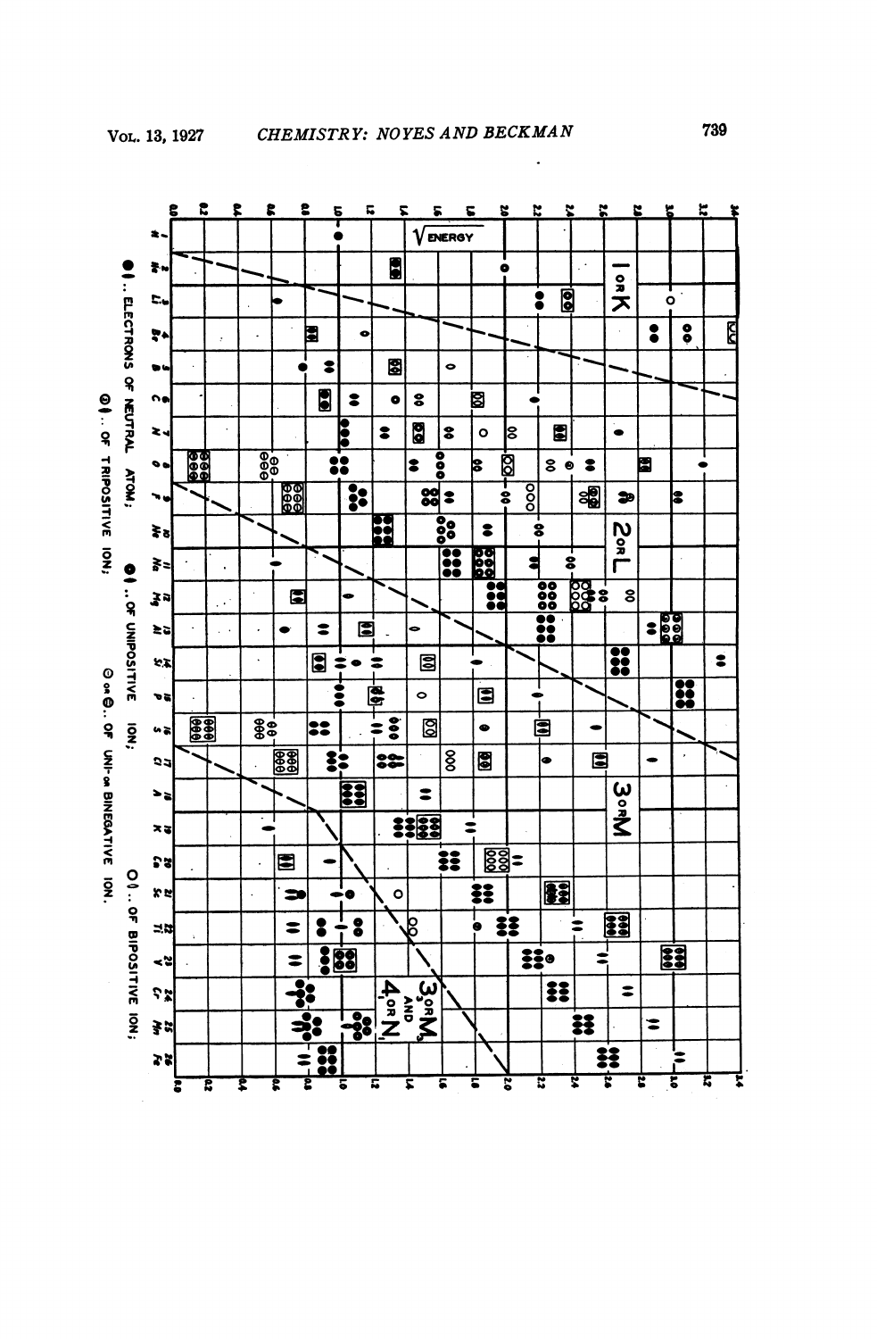$\sqrt{\text{ENERGY}}$

1 OR K

2 OR L

3 OR M

$3_3$ OR $M_3$ AND $4_1$ OR $N_1$

●.. ELECTRONS OF NEUTRAL ATOM; ●.. OF UNIPOSITIVE ION; ○.. OF BIPOSITIVE ION;

⊖.. OF TRIPOSITIVE ION; ⊙ OR ⊖.. OF UNI- OR BINEGATIVE ION.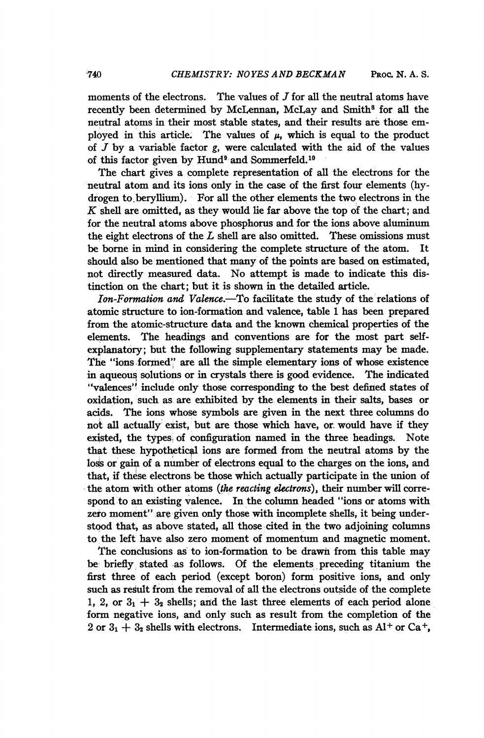moments of the electrons. The values of $J$ for all the neutral atoms have recently been determined by McLennan, McLay and Smith[8] for all the neutral atoms in their most stable states, and their results are those employed in this article. The values of $\mu$, which is equal to the product of $J$ by a variable factor $g$, were calculated with the aid of the values of this factor given by Hund[9] and Sommerfeld.[10]

The chart gives a complete representation of all the electrons for the neutral atom and its ions only in the case of the first four elements (hydrogen to beryllium). For all the other elements the two electrons in the $K$ shell are omitted, as they would lie far above the top of the chart; and for the neutral atoms above phosphorus and for the ions above aluminum the eight electrons of the $L$ shell are also omitted. These omissions must be borne in mind in considering the complete structure of the atom. It should also be mentioned that many of the points are based on estimated, not directly measured data. No attempt is made to indicate this distinction on the chart; but it is shown in the detailed article.

*Ion-Formation and Valence.*—To facilitate the study of the relations of atomic structure to ion-formation and valence, table 1 has been prepared from the atomic-structure data and the known chemical properties of the elements. The headings and conventions are for the most part self-explanatory; but the following supplementary statements may be made. The "ions formed" are all the simple elementary ions of whose existence in aqueous solutions or in crystals there is good evidence. The indicated "valences" include only those corresponding to the best defined states of oxidation, such as are exhibited by the elements in their salts, bases or acids. The ions whose symbols are given in the next three columns do not all actually exist, but are those which have, or would have if they existed, the types of configuration named in the three headings. Note that these hypothetical ions are formed from the neutral atoms by the loss or gain of a number of electrons equal to the charges on the ions, and that, if these electrons be those which actually participate in the union of the atom with other atoms (*the reacting electrons*), their number will correspond to an existing valence. In the column headed "ions or atoms with zero moment" are given only those with incomplete shells, it being understood that, as above stated, all those cited in the two adjoining columns to the left have also zero moment of momentum and magnetic moment.

The conclusions as to ion-formation to be drawn from this table may be briefly stated as follows. Of the elements preceding titanium the first three of each period (except boron) form positive ions, and only such as result from the removal of all the electrons outside of the complete 1, 2, or $3_1 + 3_2$ shells; and the last three elements of each period alone form negative ions, and only such as result from the completion of the 2 or $3_1 + 3_2$ shells with electrons. Intermediate ions, such as $Al^+$ or $Ca^+$,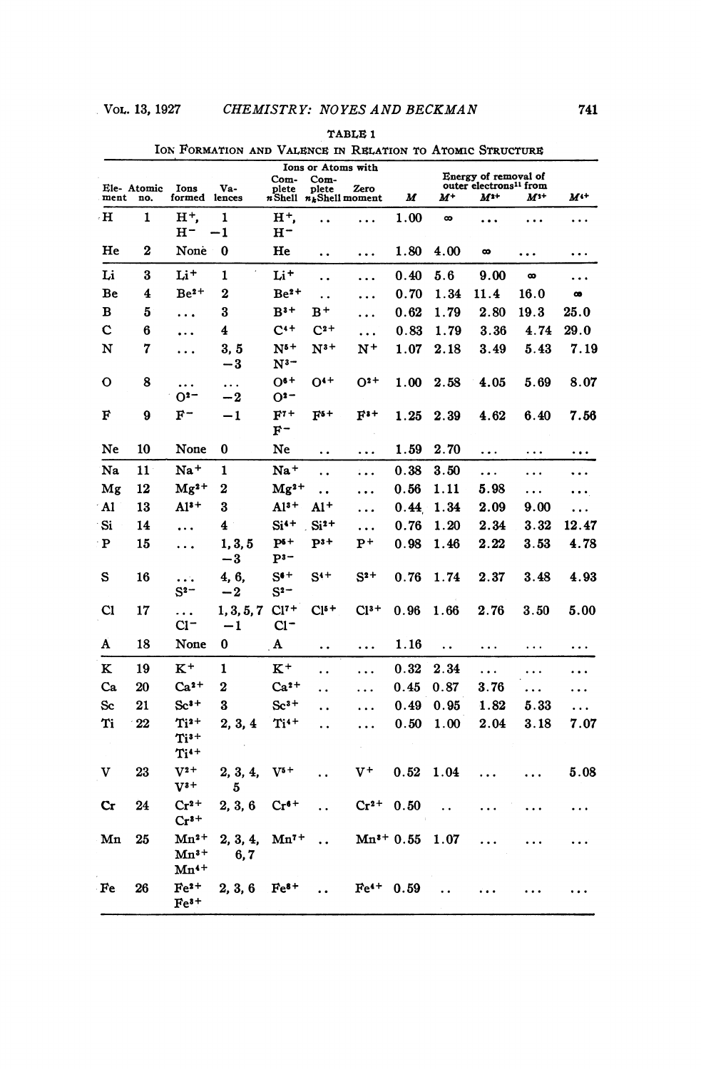TABLE 1

ION FORMATION AND VALENCE IN RELATION TO ATOMIC STRUCTURE

| Element | Atomic no. | Ions formed | Valences | Ions or Atoms with Complete *n* Shell | Complete $n_k$ Shell | Zero moment | *M* | Energy of removal of outer electrons[11] from $M^+$ | $M^{2+}$ | $M^{3+}$ | $M^{4+}$ |
|---|---|---|---|---|---|---|---|---|---|---|---|
| H | 1 | $H^+$, $H^-$ | 1, −1 | $H^+$, $H^-$ | .. | ... | 1.00 | ∞ | ... | ... | ... |
| He | 2 | None | 0 | He | .. | ... | 1.80 | 4.00 | ∞ | ... | ... |
| Li | 3 | $Li^+$ | 1 | $Li^+$ | .. | ... | 0.40 | 5.6 | 9.00 | ∞ | ... |
| Be | 4 | $Be^{2+}$ | 2 | $Be^{2+}$ | .. | ... | 0.70 | 1.34 | 11.4 | 16.0 | ∞ |
| B | 5 | ... | 3 | $B^{3+}$ | $B^+$ | ... | 0.62 | 1.79 | 2.80 | 19.3 | 25.0 |
| C | 6 | ... | 4 | $C^{4+}$ | $C^{2+}$ | ... | 0.83 | 1.79 | 3.36 | 4.74 | 29.0 |
| N | 7 | ... | 3, 5, −3 | $N^{5+}$, $N^{3-}$ | $N^{3+}$ | $N^+$ | 1.07 | 2.18 | 3.49 | 5.43 | 7.19 |
| O | 8 | ..., $O^{2-}$ | ..., −2 | $O^{6+}$, $O^{2-}$ | $O^{4+}$ | $O^{2+}$ | 1.00 | 2.58 | 4.05 | 5.69 | 8.07 |
| F | 9 | $F^-$ | −1 | $F^{7+}$, $F^-$ | $F^{5+}$ | $F^{3+}$ | 1.25 | 2.39 | 4.62 | 6.40 | 7.56 |
| Ne | 10 | None | 0 | Ne | .. | ... | 1.59 | 2.70 | ... | ... | ... |
| Na | 11 | $Na^+$ | 1 | $Na^+$ | .. | ... | 0.38 | 3.50 | ... | ... | ... |
| Mg | 12 | $Mg^{2+}$ | 2 | $Mg^{2+}$ | .. | ... | 0.56 | 1.11 | 5.98 | ... | ... |
| Al | 13 | $Al^{3+}$ | 3 | $Al^{3+}$ | $Al^+$ | ... | 0.44 | 1.34 | 2.09 | 9.00 | ... |
| Si | 14 | ... | 4 | $Si^{4+}$ | $Si^{2+}$ | ... | 0.76 | 1.20 | 2.34 | 3.32 | 12.47 |
| P | 15 | ... | 1, 3, 5, −3 | $P^{5+}$, $P^{3-}$ | $P^{3+}$ | $P^+$ | 0.98 | 1.46 | 2.22 | 3.53 | 4.78 |
| S | 16 | ..., $S^{2-}$ | 4, 6, −2 | $S^{6+}$, $S^{2-}$ | $S^{4+}$ | $S^{2+}$ | 0.76 | 1.74 | 2.37 | 3.48 | 4.93 |
| Cl | 17 | ..., $Cl^-$ | 1, 3, 5, 7, −1 | $Cl^{7+}$, $Cl^-$ | $Cl^{5+}$ | $Cl^{3+}$ | 0.96 | 1.66 | 2.76 | 3.50 | 5.00 |
| A | 18 | None | 0 | A | .. | ... | 1.16 | .. | ... | ... | ... |
| K | 19 | $K^+$ | 1 | $K^+$ | .. | ... | 0.32 | 2.34 | ... | ... | ... |
| Ca | 20 | $Ca^{2+}$ | 2 | $Ca^{2+}$ | .. | ... | 0.45 | 0.87 | 3.76 | ... | ... |
| Sc | 21 | $Sc^{3+}$ | 3 | $Sc^{3+}$ | .. | ... | 0.49 | 0.95 | 1.82 | 5.33 | ... |
| Ti | 22 | $Ti^{2+}$, $Ti^{3+}$, $Ti^{4+}$ | 2, 3, 4 | $Ti^{4+}$ | .. | ... | 0.50 | 1.00 | 2.04 | 3.18 | 7.07 |
| V | 23 | $V^{2+}$, $V^{3+}$ | 2, 3, 4, 5 | $V^{5+}$ | .. | $V^+$ | 0.52 | 1.04 | ... | ... | 5.08 |
| Cr | 24 | $Cr^{2+}$, $Cr^{3+}$ | 2, 3, 6 | $Cr^{6+}$ | .. | $Cr^{2+}$ | 0.50 | .. | ... | ... | ... |
| Mn | 25 | $Mn^{2+}$, $Mn^{3+}$, $Mn^{4+}$ | 2, 3, 4, 6, 7 | $Mn^{7+}$ | .. | $Mn^{3+}$ | 0.55 | 1.07 | ... | ... | ... |
| Fe | 26 | $Fe^{2+}$, $Fe^{3+}$ | 2, 3, 6 | $Fe^{8+}$ | .. | $Fe^{4+}$ | 0.59 | .. | ... | ... | ... |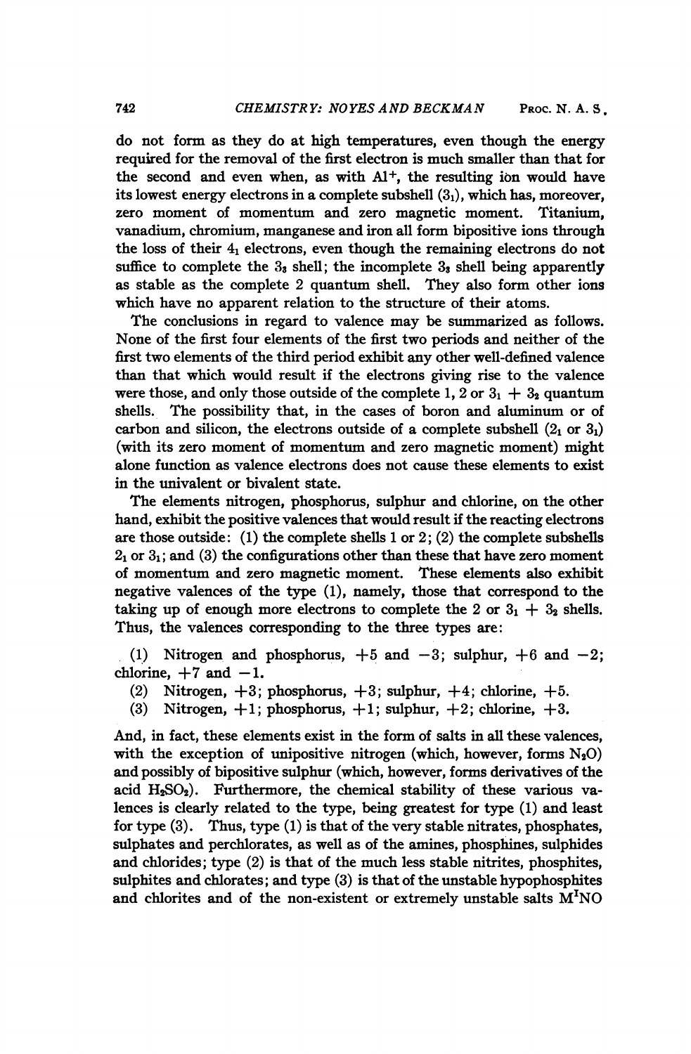do not form as they do at high temperatures, even though the energy required for the removal of the first electron is much smaller than that for the second and even when, as with $Al^+$, the resulting ion would have its lowest energy electrons in a complete subshell ($3_1$), which has, moreover, zero moment of momentum and zero magnetic moment. Titanium, vanadium, chromium, manganese and iron all form bipositive ions through the loss of their $4_1$ electrons, even though the remaining electrons do not suffice to complete the $3_3$ shell; the incomplete $3_3$ shell being apparently as stable as the complete 2 quantum shell. They also form other ions which have no apparent relation to the structure of their atoms.

The conclusions in regard to valence may be summarized as follows. None of the first four elements of the first two periods and neither of the first two elements of the third period exhibit any other well-defined valence than that which would result if the electrons giving rise to the valence were those, and only those outside of the complete 1, 2 or $3_1 + 3_2$ quantum shells. The possibility that, in the cases of boron and aluminum or of carbon and silicon, the electrons outside of a complete subshell ($2_1$ or $3_1$) (with its zero moment of momentum and zero magnetic moment) might alone function as valence electrons does not cause these elements to exist in the univalent or bivalent state.

The elements nitrogen, phosphorus, sulphur and chlorine, on the other hand, exhibit the positive valences that would result if the reacting electrons are those outside: (1) the complete shells 1 or 2; (2) the complete subshells $2_1$ or $3_1$; and (3) the configurations other than these that have zero moment of momentum and zero magnetic moment. These elements also exhibit negative valences of the type (1), namely, those that correspond to the taking up of enough more electrons to complete the 2 or $3_1 + 3_2$ shells. Thus, the valences corresponding to the three types are:

(1) Nitrogen and phosphorus, +5 and −3; sulphur, +6 and −2; chlorine, +7 and −1.

(2) Nitrogen, +3; phosphorus, +3; sulphur, +4; chlorine, +5.

(3) Nitrogen, +1; phosphorus, +1; sulphur, +2; chlorine, +3.

And, in fact, these elements exist in the form of salts in all these valences, with the exception of unipositive nitrogen (which, however, forms $N_2O$) and possibly of bipositive sulphur (which, however, forms derivatives of the acid $H_2SO_2$). Furthermore, the chemical stability of these various valences is clearly related to the type, being greatest for type (1) and least for type (3). Thus, type (1) is that of the very stable nitrates, phosphates, sulphates and perchlorates, as well as of the amines, phosphines, sulphides and chlorides; type (2) is that of the much less stable nitrites, phosphites, sulphites and chlorates; and type (3) is that of the unstable hypophosphites and chlorites and of the non-existent or extremely unstable salts $M^INO$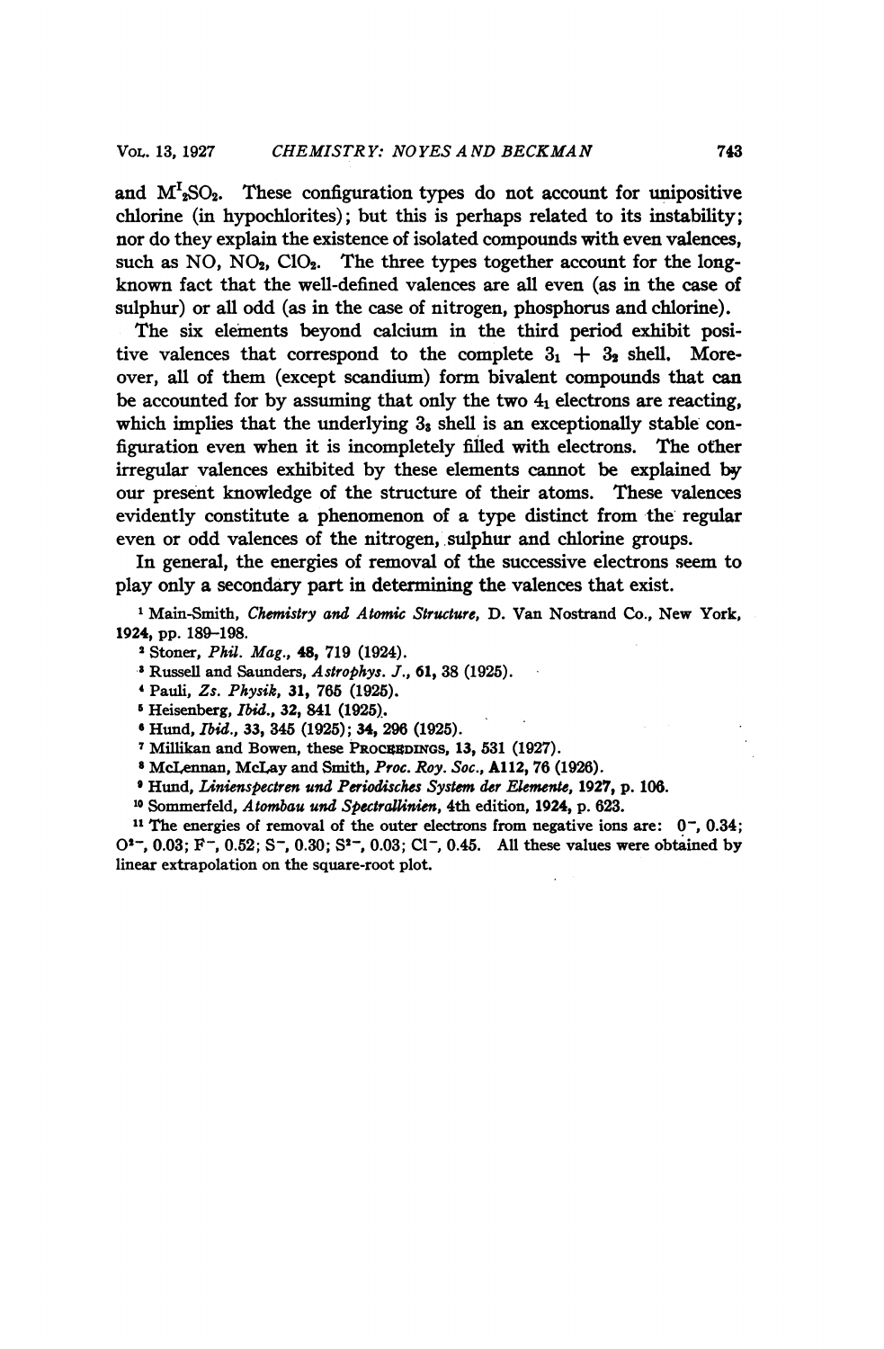and $M^I_2SO_2$. These configuration types do not account for unipositive chlorine (in hypochlorites); but this is perhaps related to its instability; nor do they explain the existence of isolated compounds with even valences, such as NO, $NO_2$, $ClO_2$. The three types together account for the long-known fact that the well-defined valences are all even (as in the case of sulphur) or all odd (as in the case of nitrogen, phosphorus and chlorine).

The six elements beyond calcium in the third period exhibit positive valences that correspond to the complete $3_1 + 3_2$ shell. Moreover, all of them (except scandium) form bivalent compounds that can be accounted for by assuming that only the two $4_1$ electrons are reacting, which implies that the underlying $3_3$ shell is an exceptionally stable configuration even when it is incompletely filled with electrons. The other irregular valences exhibited by these elements cannot be explained by our present knowledge of the structure of their atoms. These valences evidently constitute a phenomenon of a type distinct from the regular even or odd valences of the nitrogen, sulphur and chlorine groups.

In general, the energies of removal of the successive electrons seem to play only a secondary part in determining the valences that exist.

[1] Main-Smith, *Chemistry and Atomic Structure*, D. Van Nostrand Co., New York, 1924, pp. 189–198.

[2] Stoner, *Phil. Mag.*, **48**, 719 (1924).

[3] Russell and Saunders, *Astrophys. J.*, **61**, 38 (1925).

[4] Pauli, *Zs. Physik*, **31**, 765 (1925).

[5] Heisenberg, *Ibid.*, **32**, 841 (1925).

[6] Hund, *Ibid.*, **33**, 345 (1925); **34**, 296 (1925).

[7] Millikan and Bowen, these PROCEEDINGS, **13**, 531 (1927).

[8] McLennan, McLay and Smith, *Proc. Roy. Soc.*, **A112**, 76 (1926).

[9] Hund, *Linienspectren und Periodisches System der Elemente*, **1927**, p. 106.

[10] Sommerfeld, *Atombau und Spectrallinien*, 4th edition, 1924, p. 623.

[11] The energies of removal of the outer electrons from negative ions are: $O^-$, 0.34; $O^{2-}$, 0.03; $F^-$, 0.52; $S^-$, 0.30; $S^{2-}$, 0.03; $Cl^-$, 0.45. All these values were obtained by linear extrapolation on the square-root plot.